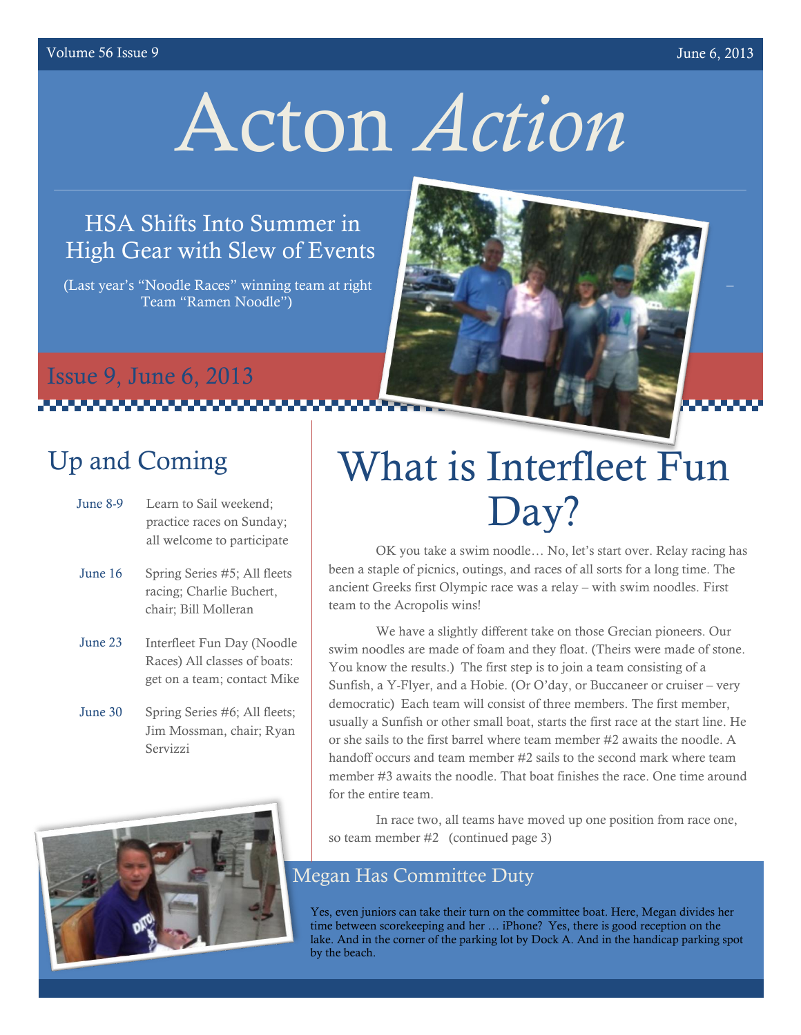# Acton *Action*

## HSA Shifts Into Summer in High Gear with Slew of Events

(Last year's "Noodle Races" winning team at right – Team "Ramen Noodle")

## Issue 9, June 6, 2013

## Up and Coming

| | |
|---|---|
| June 8-9 | Learn to Sail weekend; practice races on Sunday; all welcome to participate |
| June 16 | Spring Series #5; All fleets racing; Charlie Buchert, chair; Bill Molleran |
| June 23 | Interfleet Fun Day (Noodle Races) All classes of boats: get on a team; contact Mike |
| June 30 | Spring Series #6; All fleets; Jim Mossman, chair; Ryan Servizzi |

# What is Interfleet Fun Day?

OK you take a swim noodle… No, let's start over. Relay racing has been a staple of picnics, outings, and races of all sorts for a long time. The ancient Greeks first Olympic race was a relay – with swim noodles. First team to the Acropolis wins!

We have a slightly different take on those Grecian pioneers. Our swim noodles are made of foam and they float. (Theirs were made of stone. You know the results.) The first step is to join a team consisting of a Sunfish, a Y-Flyer, and a Hobie. (Or O'day, or Buccaneer or cruiser – very democratic) Each team will consist of three members. The first member, usually a Sunfish or other small boat, starts the first race at the start line. He or she sails to the first barrel where team member #2 awaits the noodle. A handoff occurs and team member #2 sails to the second mark where team member #3 awaits the noodle. That boat finishes the race. One time around for the entire team.

In race two, all teams have moved up one position from race one, so team member #2 (continued page 3)

## Megan Has Committee Duty

Yes, even juniors can take their turn on the committee boat. Here, Megan divides her time between scorekeeping and her … iPhone? Yes, there is good reception on the lake. And in the corner of the parking lot by Dock A. And in the handicap parking spot by the beach.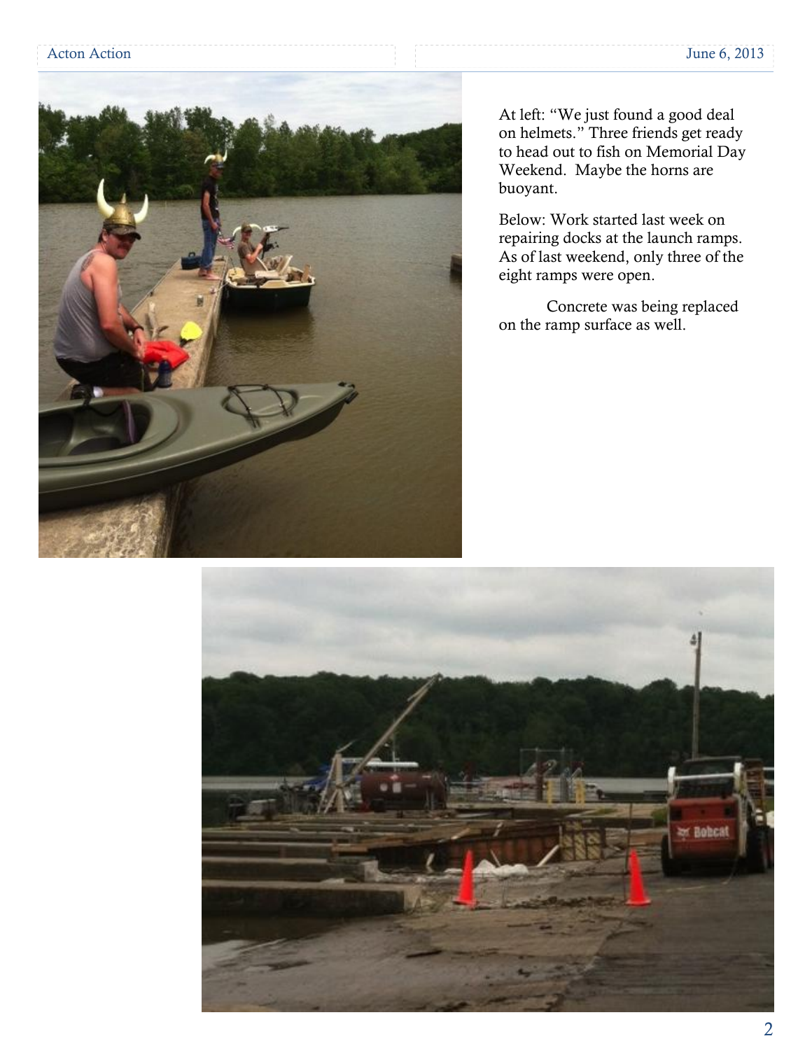At left: "We just found a good deal on helmets." Three friends get ready to head out to fish on Memorial Day Weekend. Maybe the horns are buoyant.

Below: Work started last week on repairing docks at the launch ramps. As of last weekend, only three of the eight ramps were open.

Concrete was being replaced on the ramp surface as well.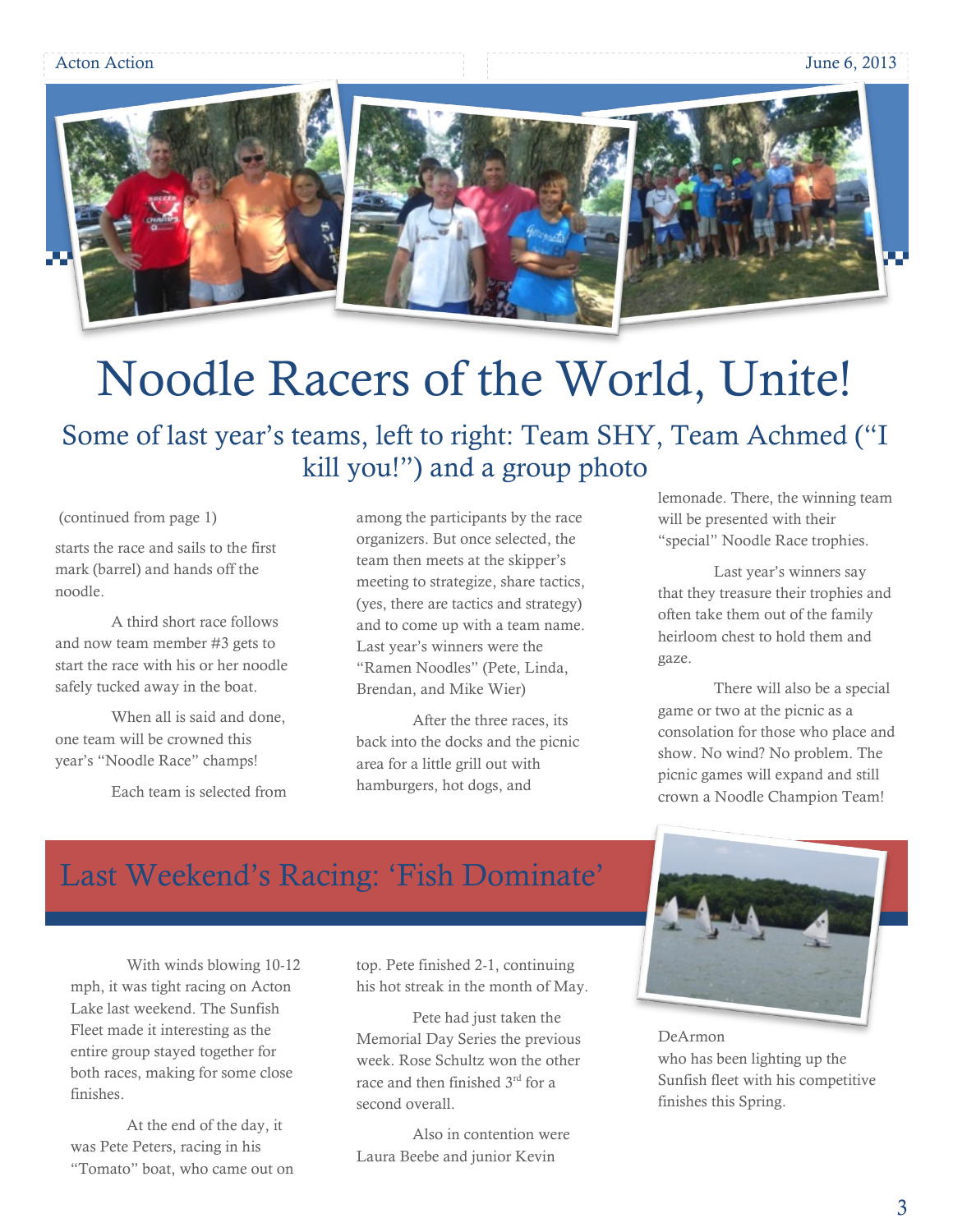# Noodle Racers of the World, Unite!

## Some of last year's teams, left to right: Team SHY, Team Achmed ("I kill you!") and a group photo

(continued from page 1)

starts the race and sails to the first mark (barrel) and hands off the noodle.

A third short race follows and now team member #3 gets to start the race with his or her noodle safely tucked away in the boat.

When all is said and done, one team will be crowned this year's "Noodle Race" champs!

Each team is selected from among the participants by the race organizers. But once selected, the team then meets at the skipper's meeting to strategize, share tactics, (yes, there are tactics and strategy) and to come up with a team name. Last year's winners were the "Ramen Noodles" (Pete, Linda, Brendan, and Mike Wier)

After the three races, its back into the docks and the picnic area for a little grill out with hamburgers, hot dogs, and lemonade. There, the winning team will be presented with their "special" Noodle Race trophies.

Last year's winners say that they treasure their trophies and often take them out of the family heirloom chest to hold them and gaze.

There will also be a special game or two at the picnic as a consolation for those who place and show. No wind? No problem. The picnic games will expand and still crown a Noodle Champion Team!

## Last Weekend's Racing: 'Fish Dominate'

With winds blowing 10-12 mph, it was tight racing on Acton Lake last weekend. The Sunfish Fleet made it interesting as the entire group stayed together for both races, making for some close finishes.

At the end of the day, it was Pete Peters, racing in his "Tomato" boat, who came out on top. Pete finished 2-1, continuing his hot streak in the month of May.

Pete had just taken the Memorial Day Series the previous week. Rose Schultz won the other race and then finished 3rd for a second overall.

Also in contention were Laura Beebe and junior Kevin DeArmon who has been lighting up the Sunfish fleet with his competitive finishes this Spring.